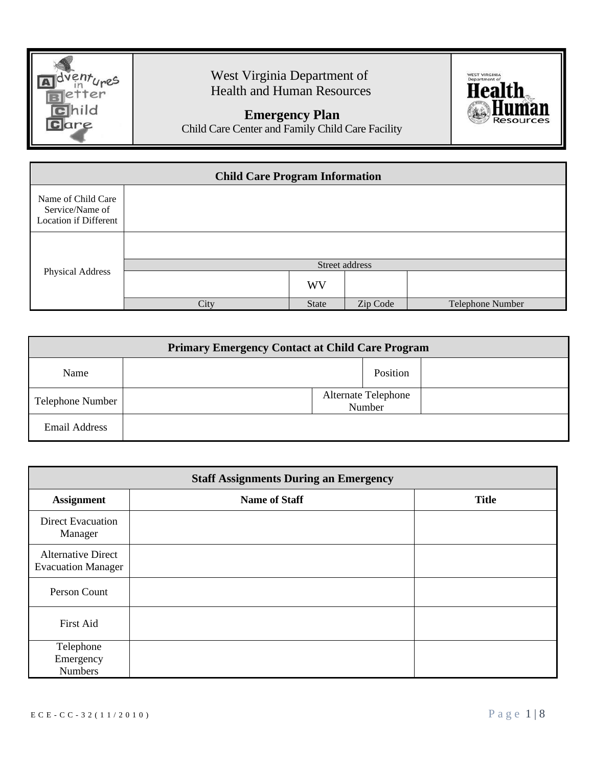# West Virginia Department of Health and Human Resources

## Emergency Plan

Child Care Center and Family Child Care Facility

| Child Care Program Information | | | | |
|---|---|---|---|---|
| Name of Child Care Service/Name of Location if Different | | | | |
| Physical Address | | | | |
| | Street address | | | |
| | | WV | | |
| | City | State | Zip Code | Telephone Number |

| Primary Emergency Contact at Child Care Program | | | |
|---|---|---|---|
| Name | | Position | |
| Telephone Number | | Alternate Telephone Number | |
| Email Address | | | |

| Staff Assignments During an Emergency | | |
|---|---|---|
| **Assignment** | **Name of Staff** | **Title** |
| Direct Evacuation Manager | | |
| Alternative Direct Evacuation Manager | | |
| Person Count | | |
| First Aid | | |
| Telephone Emergency Numbers | | |

ECE-CC-32(11/2010)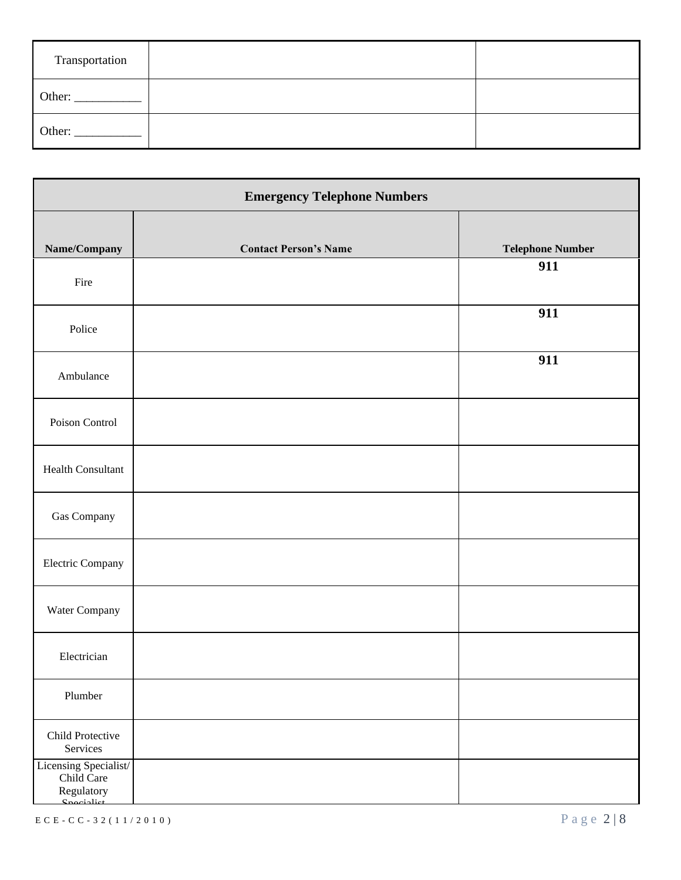| | | |
|---|---|---|
| Transportation | | |
| Other: __________ | | |
| Other: __________ | | |

| Emergency Telephone Numbers | | |
|---|---|---|
| **Name/Company** | **Contact Person's Name** | **Telephone Number** |
| Fire | | **911** |
| Police | | **911** |
| Ambulance | | **911** |
| Poison Control | | |
| Health Consultant | | |
| Gas Company | | |
| Electric Company | | |
| Water Company | | |
| Electrician | | |
| Plumber | | |
| Child Protective Services | | |
| Licensing Specialist/ Child Care Regulatory Specialist | | |

ECE-CC-32(11/2010)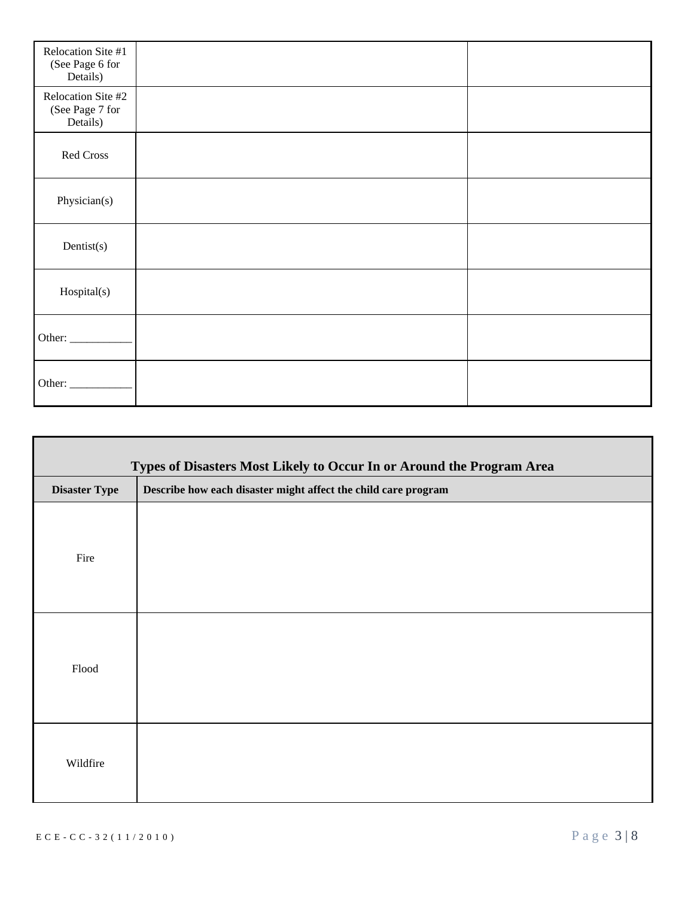| | | |
|---|---|---|
| Relocation Site #1 (See Page 6 for Details) | | |
| Relocation Site #2 (See Page 7 for Details) | | |
| Red Cross | | |
| Physician(s) | | |
| Dentist(s) | | |
| Hospital(s) | | |
| Other: ___________ | | |
| Other: ___________ | | |

| Types of Disasters Most Likely to Occur In or Around the Program Area | |
|---|---|
| **Disaster Type** | **Describe how each disaster might affect the child care program** |
| Fire | |
| Flood | |
| Wildfire | |

ECE-CC-32(11/2010)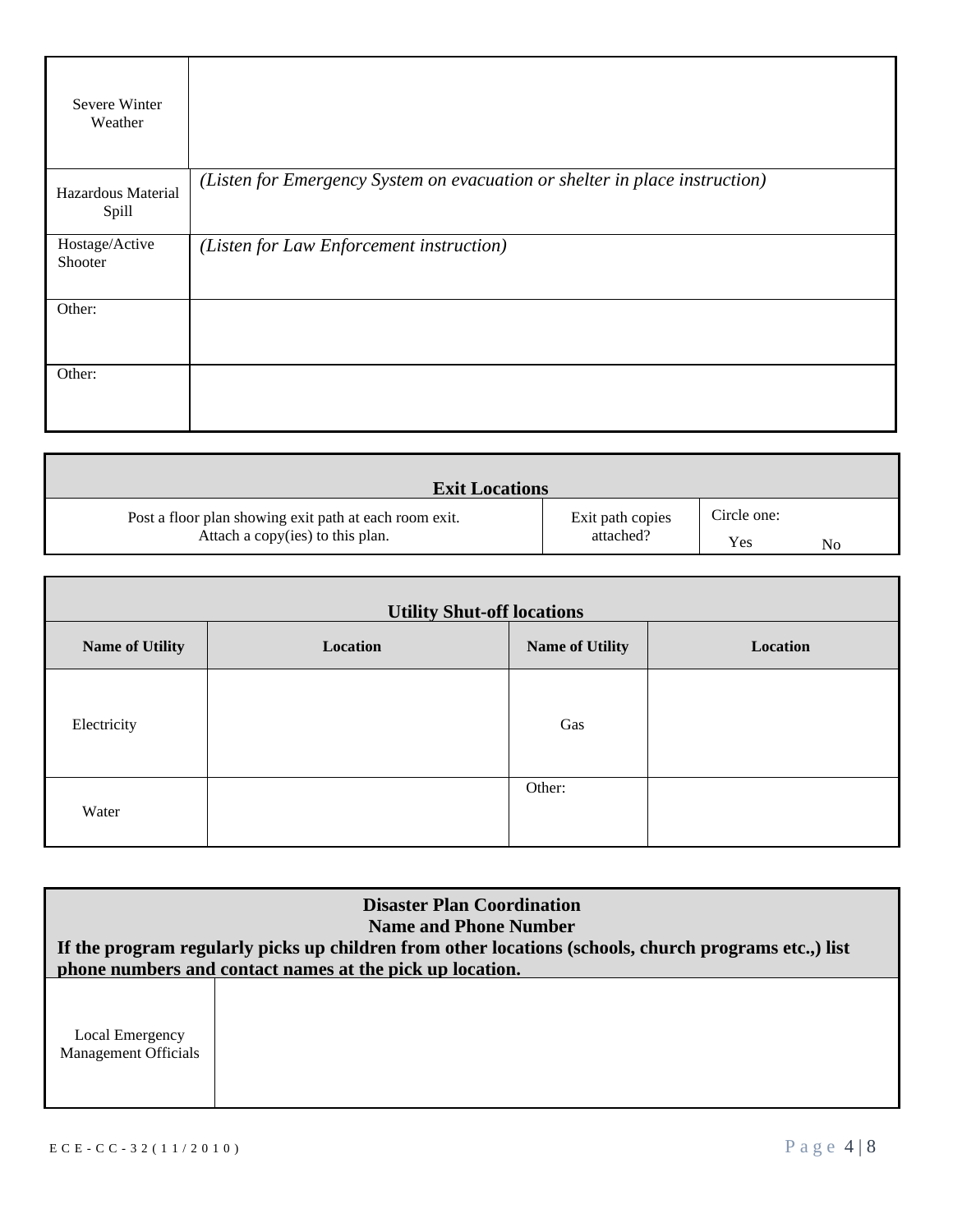| | |
|---|---|
| Severe Winter Weather | |
| Hazardous Material Spill | *(Listen for Emergency System on evacuation or shelter in place instruction)* |
| Hostage/Active Shooter | *(Listen for Law Enforcement instruction)* |
| Other: | |
| Other: | |

| **Exit Locations** | | |
|---|---|---|
| Post a floor plan showing exit path at each room exit. Attach a copy(ies) to this plan. | Exit path copies attached? | Circle one: Yes No |

| **Utility Shut-off locations** | | | |
|---|---|---|---|
| **Name of Utility** | **Location** | **Name of Utility** | **Location** |
| Electricity | | Gas | |
| Water | | Other: | |

| **Disaster Plan Coordination**<br>**Name and Phone Number**<br>**If the program regularly picks up children from other locations (schools, church programs etc.,) list phone numbers and contact names at the pick up location.** | |
|---|---|
| Local Emergency Management Officials | |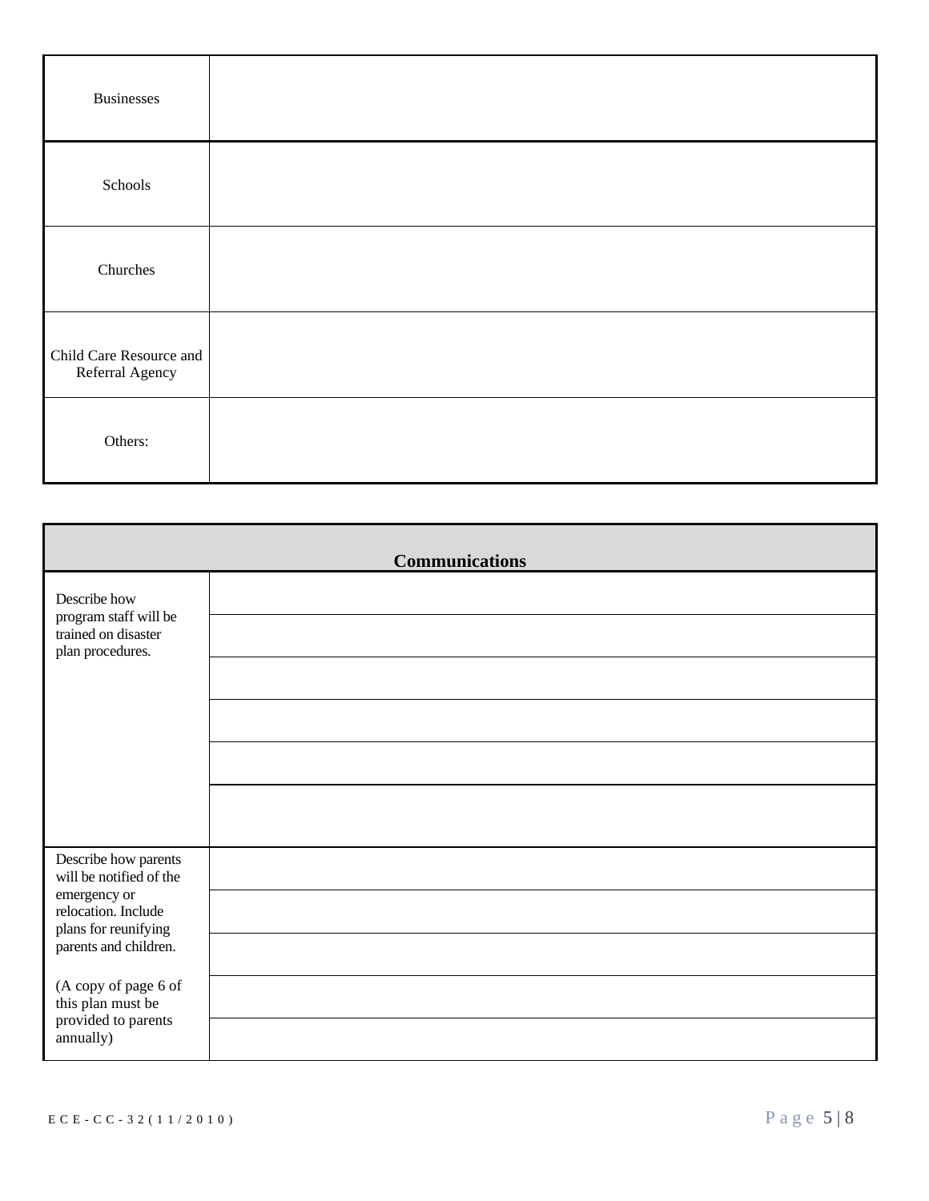| | |
|---|---|
| Businesses | |
| Schools | |
| Churches | |
| Child Care Resource and Referral Agency | |
| Others: | |

| Communications | |
|---|---|
| Describe how program staff will be trained on disaster plan procedures. | |
| | |
| | |
| | |
| | |
| | |
| Describe how parents will be notified of the emergency or relocation. Include plans for reunifying parents and children.<br><br>(A copy of page 6 of this plan must be provided to parents annually) | |
| | |
| | |
| | |
| | |

ECE-CC-32(11/2010)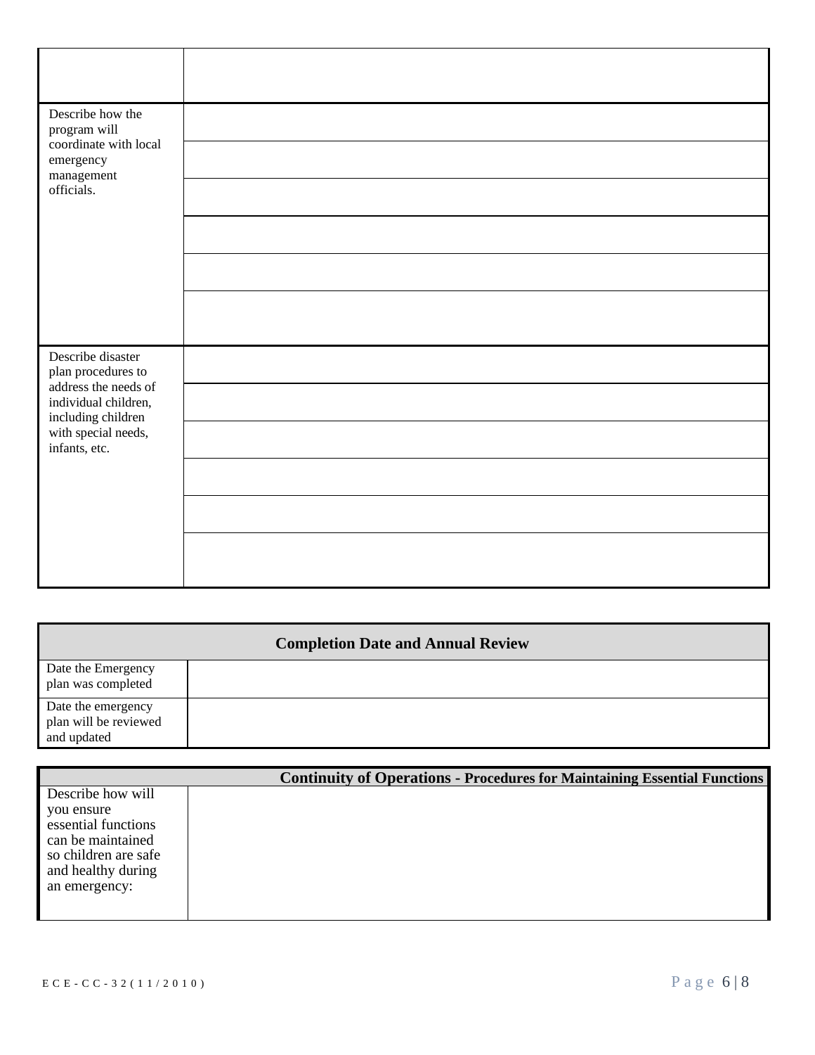| | |
|---|---|
| | |
| Describe how the program will coordinate with local emergency management officials. | |
| | |
| | |
| | |
| | |
| | |
| Describe disaster plan procedures to address the needs of individual children, including children with special needs, infants, etc. | |
| | |
| | |
| | |
| | |
| | |

| Completion Date and Annual Review | |
|---|---|
| Date the Emergency plan was completed | |
| Date the emergency plan will be reviewed and updated | |

| Continuity of Operations - Procedures for Maintaining Essential Functions | |
|---|---|
| Describe how will you ensure essential functions can be maintained so children are safe and healthy during an emergency: | |

ECE-CC-32(11/2010)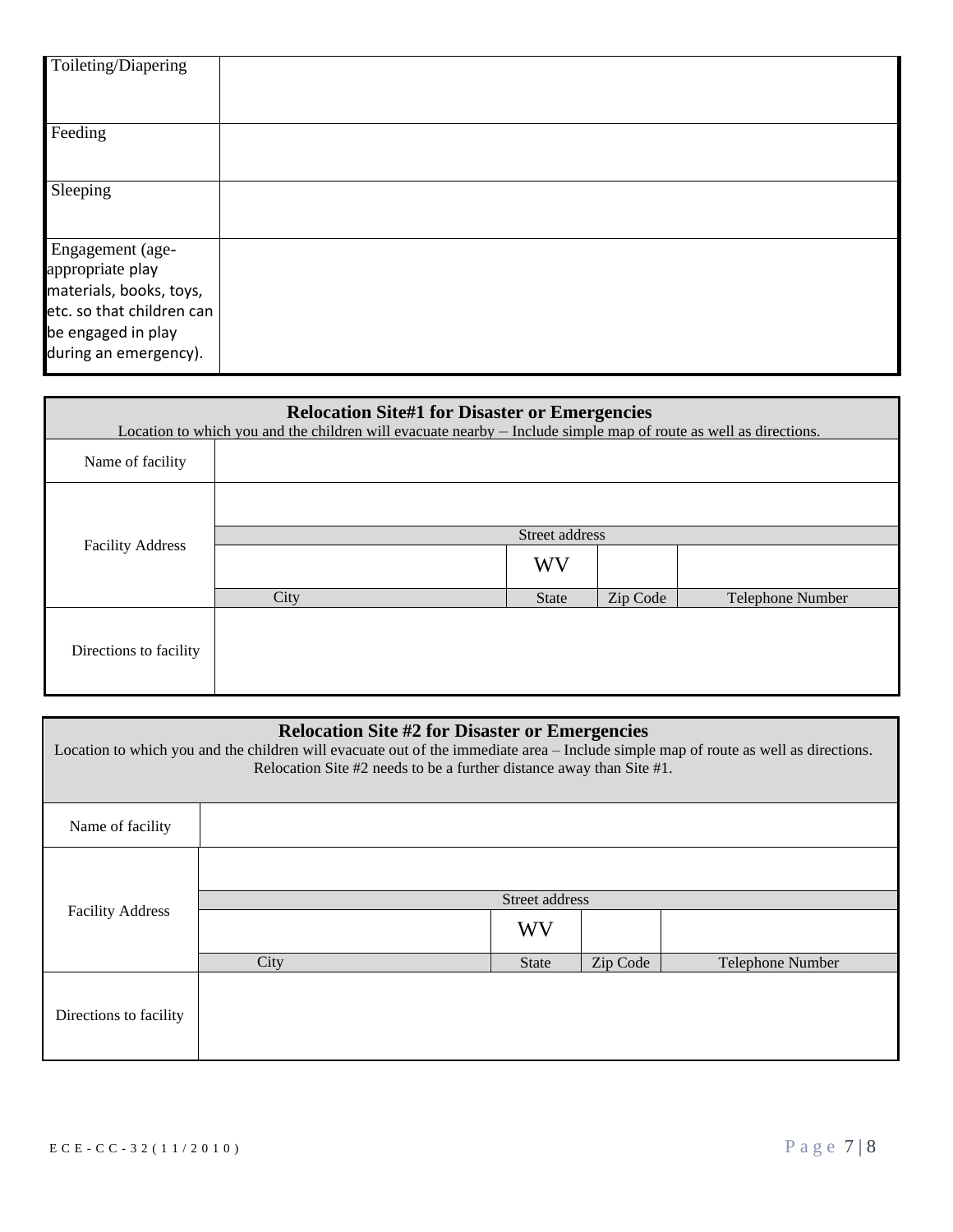| | |
|---|---|
| Toileting/Diapering | |
| Feeding | |
| Sleeping | |
| Engagement (age-appropriate play materials, books, toys, etc. so that children can be engaged in play during an emergency). | |

**Relocation Site#1 for Disaster or Emergencies**

Location to which you and the children will evacuate nearby – Include simple map of route as well as directions.

| | | | | |
|---|---|---|---|---|
| Name of facility | | | | |
| Facility Address | | | | |
| | Street address | | | |
| | | WV | | |
| | City | State | Zip Code | Telephone Number |
| Directions to facility | | | | |

**Relocation Site #2 for Disaster or Emergencies**

Location to which you and the children will evacuate out of the immediate area – Include simple map of route as well as directions. Relocation Site #2 needs to be a further distance away than Site #1.

| | | | | |
|---|---|---|---|---|
| Name of facility | | | | |
| Facility Address | | | | |
| | Street address | | | |
| | | WV | | |
| | City | State | Zip Code | Telephone Number |
| Directions to facility | | | | |

ECE-CC-32(11/2010)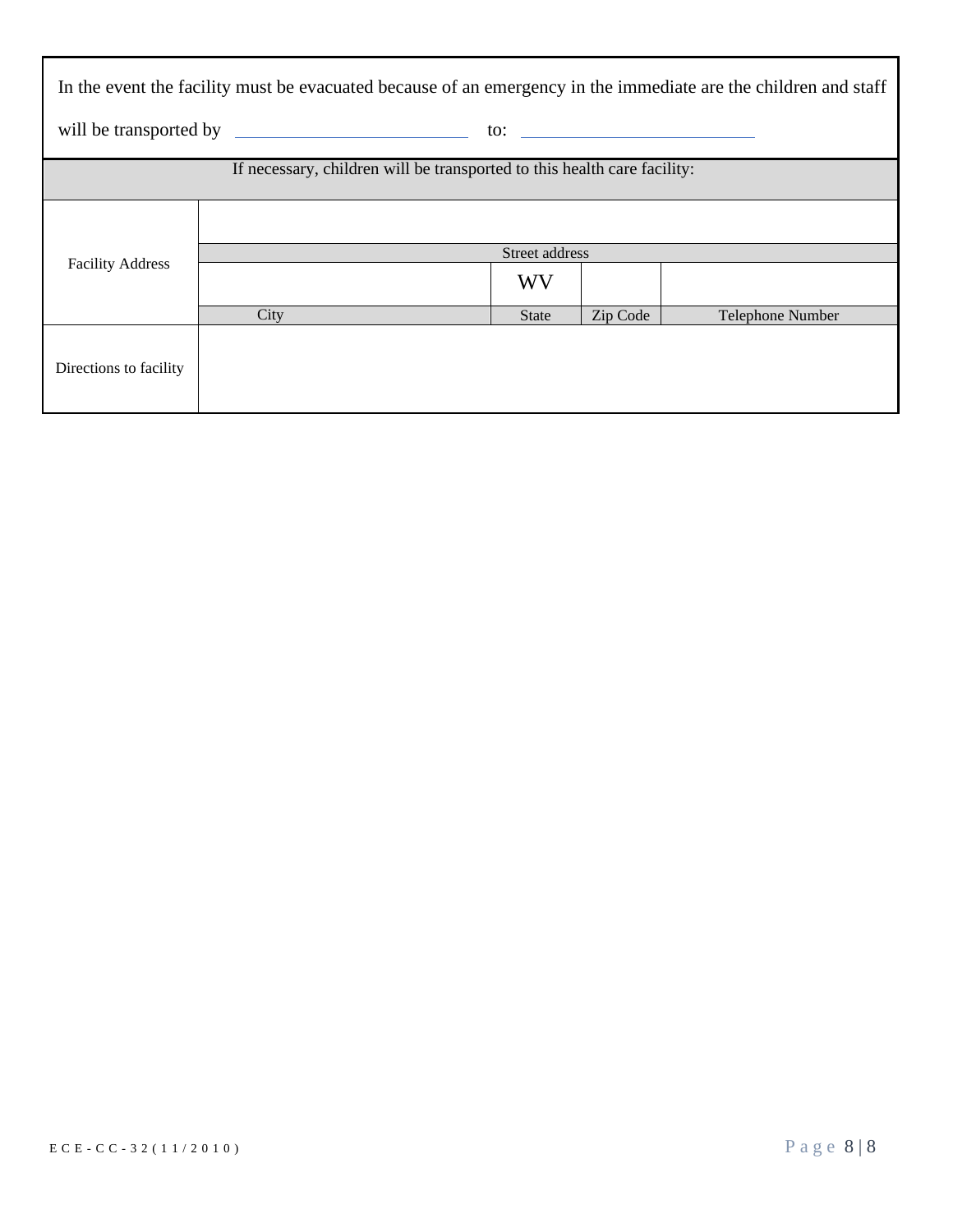In the event the facility must be evacuated because of an emergency in the immediate are the children and staff will be transported by \_\_\_\_\_\_\_\_\_\_\_\_\_\_\_\_\_\_\_\_ to: \_\_\_\_\_\_\_\_\_\_\_\_\_\_\_\_\_\_\_\_

| If necessary, children will be transported to this health care facility: | | | | |
|---|---|---|---|---|
| Facility Address | | | | |
| | Street address | | | |
| | | WV | | |
| | City | State | Zip Code | Telephone Number |
| Directions to facility | | | | |

ECE-CC-32(11/2010)